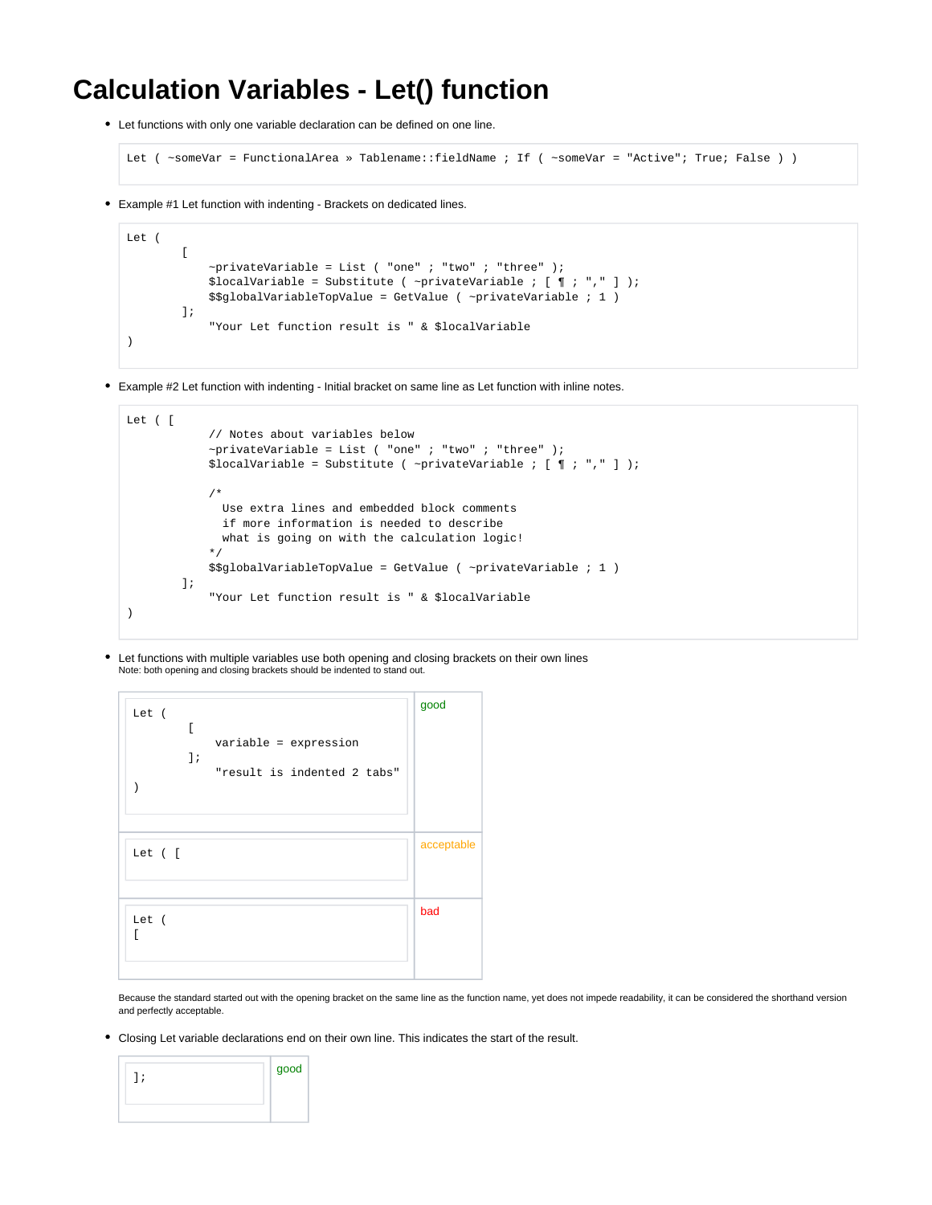# Calculation Variables - Let() function

- Let functions with only one variable declaration can be defined on one line.

```
Let ( ~someVar = FunctionalArea » Tablename::fieldName ; If ( ~someVar = "Active"; True; False ) )
```

- Example #1 Let function with indenting - Brackets on dedicated lines.

```
Let (
        [
            ~privateVariable = List ( "one" ; "two" ; "three" );
            $localVariable = Substitute ( ~privateVariable ; [ ¶ ; "," ] );
            $$globalVariableTopValue = GetValue ( ~privateVariable ; 1 )
        ];
            "Your Let function result is " & $localVariable
)
```

- Example #2 Let function with indenting - Initial bracket on same line as Let function with inline notes.

```
Let ( [
            // Notes about variables below
            ~privateVariable = List ( "one" ; "two" ; "three" );
            $localVariable = Substitute ( ~privateVariable ; [ ¶ ; "," ] );

            /*
              Use extra lines and embedded block comments
              if more information is needed to describe
              what is going on with the calculation logic!
            */
            $$globalVariableTopValue = GetValue ( ~privateVariable ; 1 )
        ];
            "Your Let function result is " & $localVariable
)
```

- Let functions with multiple variables use both opening and closing brackets on their own lines
  Note: both opening and closing brackets should be indented to stand out.

| Code | Rating |
|---|---|
| `Let (`<br>`        [`<br>`            variable = expression`<br>`        ];`<br>`            "result is indented 2 tabs"`<br>`)` | good |
| `Let ( [` | acceptable |
| `Let (`<br>`[` | bad |

Because the standard started out with the opening bracket on the same line as the function name, yet does not impede readability, it can be considered the shorthand version and perfectly acceptable.

- Closing Let variable declarations end on their own line. This indicates the start of the result.

| Code | Rating |
|---|---|
| `];` | good |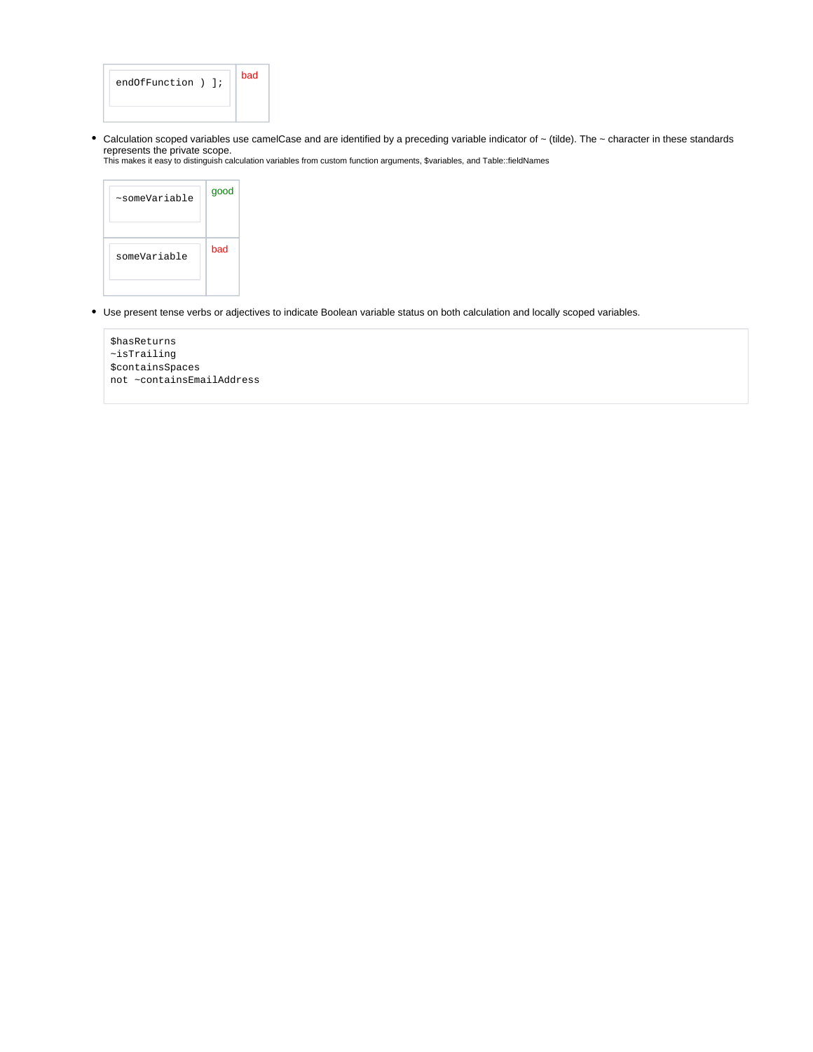| | |
|---|---|
| `endOfFunction ) ];` | bad |

- Calculation scoped variables use camelCase and are identified by a preceding variable indicator of ~ (tilde). The ~ character in these standards represents the private scope.
  This makes it easy to distinguish calculation variables from custom function arguments, $variables, and Table::fieldNames

| | |
|---|---|
| `~someVariable` | good |
| `someVariable` | bad |

- Use present tense verbs or adjectives to indicate Boolean variable status on both calculation and locally scoped variables.

```
$hasReturns
~isTrailing
$containsSpaces
not ~containsEmailAddress
```